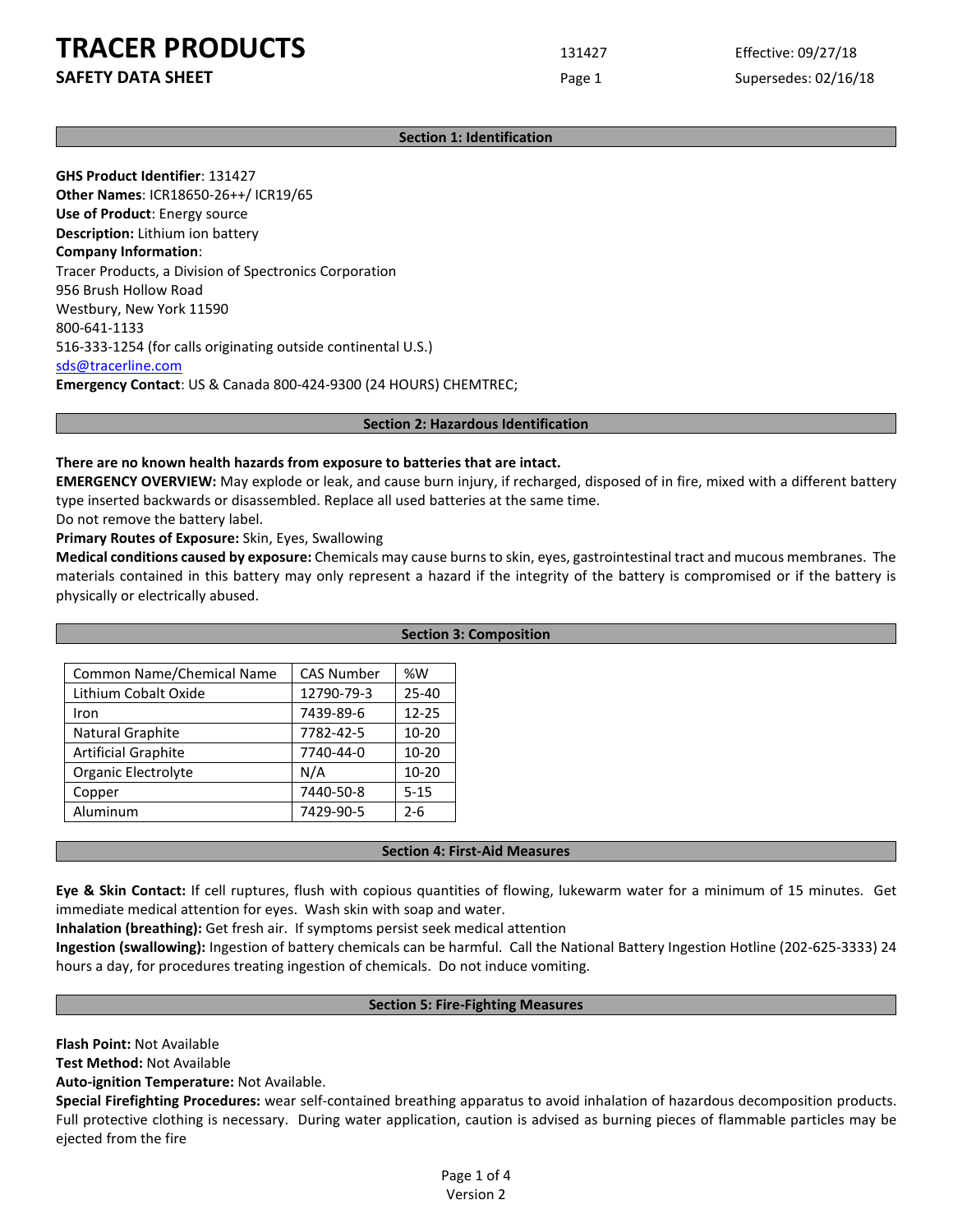# TRACER PRODUCTS

**SAFETY DATA SHEET**

131427

Effective: 09/27/18

Supersedes: 02/16/18

## Section 1: Identification

**GHS Product Identifier**: 131427
**Other Names**: ICR18650-26++/ ICR19/65
**Use of Product**: Energy source
**Description:** Lithium ion battery
**Company Information**:
Tracer Products, a Division of Spectronics Corporation
956 Brush Hollow Road
Westbury, New York 11590
800-641-1133
516-333-1254 (for calls originating outside continental U.S.)
sds@tracerline.com
**Emergency Contact**: US & Canada 800-424-9300 (24 HOURS) CHEMTREC;

## Section 2: Hazardous Identification

**There are no known health hazards from exposure to batteries that are intact.**
**EMERGENCY OVERVIEW:** May explode or leak, and cause burn injury, if recharged, disposed of in fire, mixed with a different battery type inserted backwards or disassembled. Replace all used batteries at the same time.
Do not remove the battery label.
**Primary Routes of Exposure:** Skin, Eyes, Swallowing
**Medical conditions caused by exposure:** Chemicals may cause burns to skin, eyes, gastrointestinal tract and mucous membranes. The materials contained in this battery may only represent a hazard if the integrity of the battery is compromised or if the battery is physically or electrically abused.

## Section 3: Composition

| Common Name/Chemical Name | CAS Number | %W |
|---|---|---|
| Lithium Cobalt Oxide | 12790-79-3 | 25-40 |
| Iron | 7439-89-6 | 12-25 |
| Natural Graphite | 7782-42-5 | 10-20 |
| Artificial Graphite | 7740-44-0 | 10-20 |
| Organic Electrolyte | N/A | 10-20 |
| Copper | 7440-50-8 | 5-15 |
| Aluminum | 7429-90-5 | 2-6 |

## Section 4: First-Aid Measures

**Eye & Skin Contact:** If cell ruptures, flush with copious quantities of flowing, lukewarm water for a minimum of 15 minutes. Get immediate medical attention for eyes. Wash skin with soap and water.
**Inhalation (breathing):** Get fresh air. If symptoms persist seek medical attention
**Ingestion (swallowing):** Ingestion of battery chemicals can be harmful. Call the National Battery Ingestion Hotline (202-625-3333) 24 hours a day, for procedures treating ingestion of chemicals. Do not induce vomiting.

## Section 5: Fire-Fighting Measures

**Flash Point:** Not Available
**Test Method:** Not Available
**Auto-ignition Temperature:** Not Available.
**Special Firefighting Procedures:** wear self-contained breathing apparatus to avoid inhalation of hazardous decomposition products. Full protective clothing is necessary. During water application, caution is advised as burning pieces of flammable particles may be ejected from the fire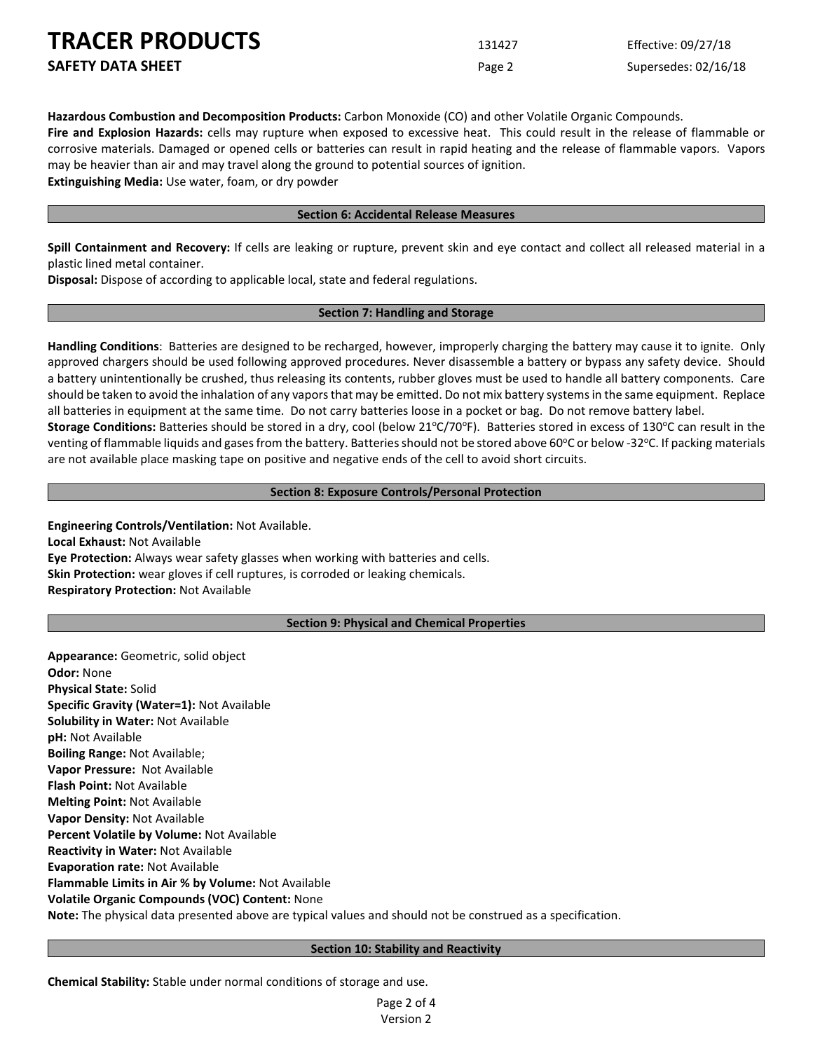**Hazardous Combustion and Decomposition Products:** Carbon Monoxide (CO) and other Volatile Organic Compounds.
**Fire and Explosion Hazards:** cells may rupture when exposed to excessive heat. This could result in the release of flammable or corrosive materials. Damaged or opened cells or batteries can result in rapid heating and the release of flammable vapors. Vapors may be heavier than air and may travel along the ground to potential sources of ignition.
**Extinguishing Media:** Use water, foam, or dry powder

## Section 6: Accidental Release Measures

**Spill Containment and Recovery:** If cells are leaking or rupture, prevent skin and eye contact and collect all released material in a plastic lined metal container.
**Disposal:** Dispose of according to applicable local, state and federal regulations.

## Section 7: Handling and Storage

**Handling Conditions**: Batteries are designed to be recharged, however, improperly charging the battery may cause it to ignite. Only approved chargers should be used following approved procedures. Never disassemble a battery or bypass any safety device. Should a battery unintentionally be crushed, thus releasing its contents, rubber gloves must be used to handle all battery components. Care should be taken to avoid the inhalation of any vapors that may be emitted. Do not mix battery systems in the same equipment. Replace all batteries in equipment at the same time. Do not carry batteries loose in a pocket or bag. Do not remove battery label.
**Storage Conditions:** Batteries should be stored in a dry, cool (below 21°C/70°F). Batteries stored in excess of 130°C can result in the venting of flammable liquids and gases from the battery. Batteries should not be stored above 60°C or below -32°C. If packing materials are not available place masking tape on positive and negative ends of the cell to avoid short circuits.

## Section 8: Exposure Controls/Personal Protection

**Engineering Controls/Ventilation:** Not Available.
**Local Exhaust:** Not Available
**Eye Protection:** Always wear safety glasses when working with batteries and cells.
**Skin Protection:** wear gloves if cell ruptures, is corroded or leaking chemicals.
**Respiratory Protection:** Not Available

## Section 9: Physical and Chemical Properties

**Appearance:** Geometric, solid object
**Odor:** None
**Physical State:** Solid
**Specific Gravity (Water=1):** Not Available
**Solubility in Water:** Not Available
**pH:** Not Available
**Boiling Range:** Not Available;
**Vapor Pressure:** Not Available
**Flash Point:** Not Available
**Melting Point:** Not Available
**Vapor Density:** Not Available
**Percent Volatile by Volume:** Not Available
**Reactivity in Water:** Not Available
**Evaporation rate:** Not Available
**Flammable Limits in Air % by Volume:** Not Available
**Volatile Organic Compounds (VOC) Content:** None
**Note:** The physical data presented above are typical values and should not be construed as a specification.

## Section 10: Stability and Reactivity

**Chemical Stability:** Stable under normal conditions of storage and use.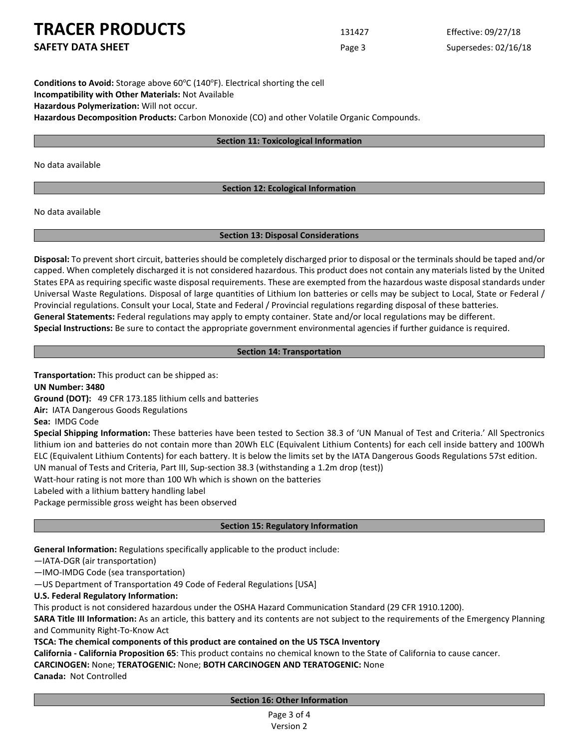**Conditions to Avoid:** Storage above 60°C (140°F). Electrical shorting the cell
**Incompatibility with Other Materials:** Not Available
**Hazardous Polymerization:** Will not occur.
**Hazardous Decomposition Products:** Carbon Monoxide (CO) and other Volatile Organic Compounds.

## Section 11: Toxicological Information

No data available

## Section 12: Ecological Information

No data available

## Section 13: Disposal Considerations

**Disposal:** To prevent short circuit, batteries should be completely discharged prior to disposal or the terminals should be taped and/or capped. When completely discharged it is not considered hazardous. This product does not contain any materials listed by the United States EPA as requiring specific waste disposal requirements. These are exempted from the hazardous waste disposal standards under Universal Waste Regulations. Disposal of large quantities of Lithium Ion batteries or cells may be subject to Local, State or Federal / Provincial regulations. Consult your Local, State and Federal / Provincial regulations regarding disposal of these batteries.
**General Statements:** Federal regulations may apply to empty container. State and/or local regulations may be different.
**Special Instructions:** Be sure to contact the appropriate government environmental agencies if further guidance is required.

## Section 14: Transportation

**Transportation:** This product can be shipped as:
**UN Number: 3480**
**Ground (DOT):** 49 CFR 173.185 lithium cells and batteries
**Air:** IATA Dangerous Goods Regulations
**Sea:** IMDG Code
**Special Shipping Information:** These batteries have been tested to Section 38.3 of 'UN Manual of Test and Criteria.' All Spectronics lithium ion and batteries do not contain more than 20Wh ELC (Equivalent Lithium Contents) for each cell inside battery and 100Wh ELC (Equivalent Lithium Contents) for each battery. It is below the limits set by the IATA Dangerous Goods Regulations 57st edition.
UN manual of Tests and Criteria, Part III, Sup-section 38.3 (withstanding a 1.2m drop (test))
Watt-hour rating is not more than 100 Wh which is shown on the batteries
Labeled with a lithium battery handling label
Package permissible gross weight has been observed

## Section 15: Regulatory Information

**General Information:** Regulations specifically applicable to the product include:
—IATA-DGR (air transportation)
—IMO-IMDG Code (sea transportation)
—US Department of Transportation 49 Code of Federal Regulations [USA]
**U.S. Federal Regulatory Information:**
This product is not considered hazardous under the OSHA Hazard Communication Standard (29 CFR 1910.1200).
**SARA Title III Information:** As an article, this battery and its contents are not subject to the requirements of the Emergency Planning and Community Right-To-Know Act
**TSCA: The chemical components of this product are contained on the US TSCA Inventory**
**California - California Proposition 65**: This product contains no chemical known to the State of California to cause cancer.
**CARCINOGEN:** None; **TERATOGENIC:** None; **BOTH CARCINOGEN AND TERATOGENIC:** None
**Canada:** Not Controlled

## Section 16: Other Information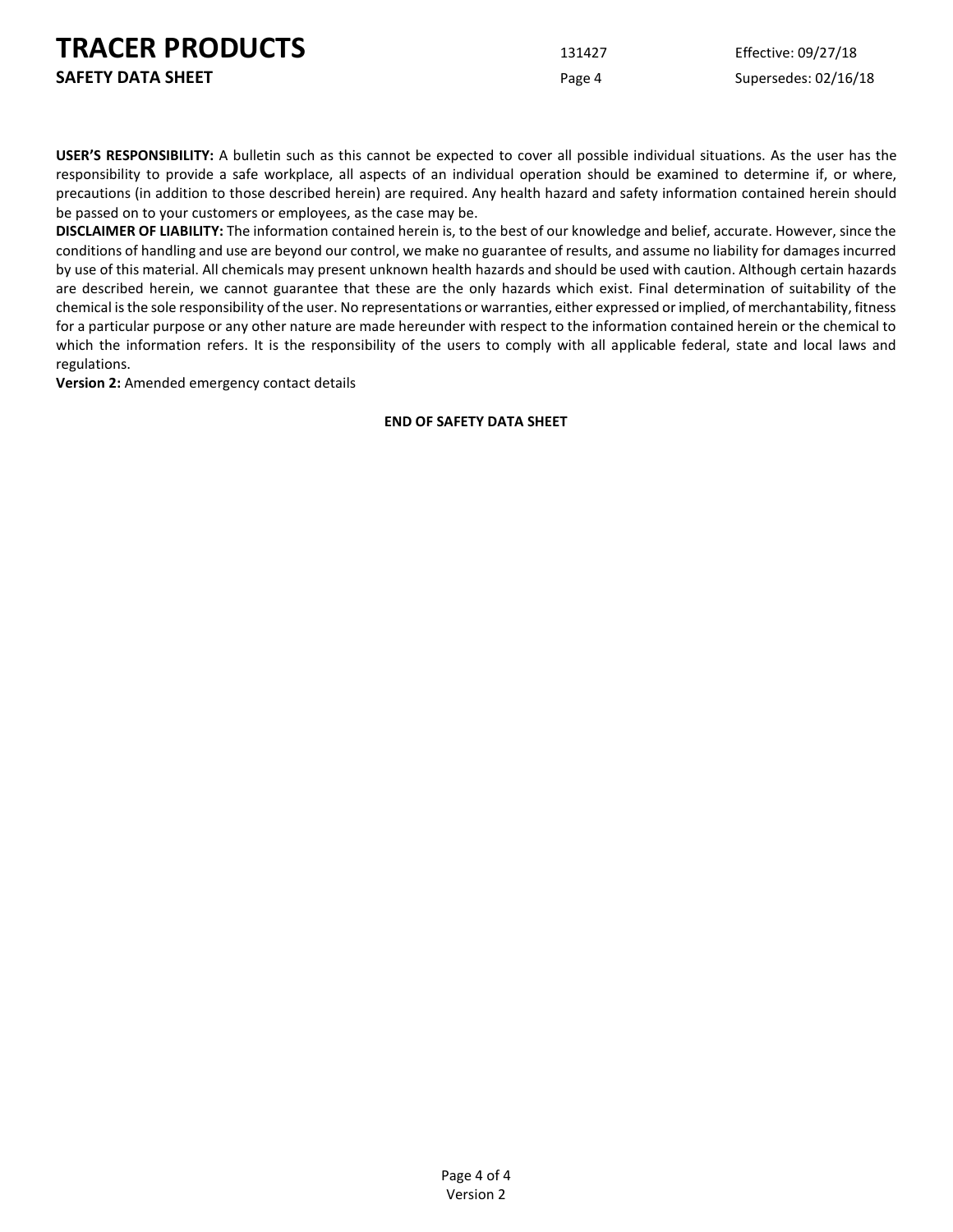**USER'S RESPONSIBILITY:** A bulletin such as this cannot be expected to cover all possible individual situations. As the user has the responsibility to provide a safe workplace, all aspects of an individual operation should be examined to determine if, or where, precautions (in addition to those described herein) are required. Any health hazard and safety information contained herein should be passed on to your customers or employees, as the case may be.

**DISCLAIMER OF LIABILITY:** The information contained herein is, to the best of our knowledge and belief, accurate. However, since the conditions of handling and use are beyond our control, we make no guarantee of results, and assume no liability for damages incurred by use of this material. All chemicals may present unknown health hazards and should be used with caution. Although certain hazards are described herein, we cannot guarantee that these are the only hazards which exist. Final determination of suitability of the chemical is the sole responsibility of the user. No representations or warranties, either expressed or implied, of merchantability, fitness for a particular purpose or any other nature are made hereunder with respect to the information contained herein or the chemical to which the information refers. It is the responsibility of the users to comply with all applicable federal, state and local laws and regulations.

**Version 2:** Amended emergency contact details

**END OF SAFETY DATA SHEET**